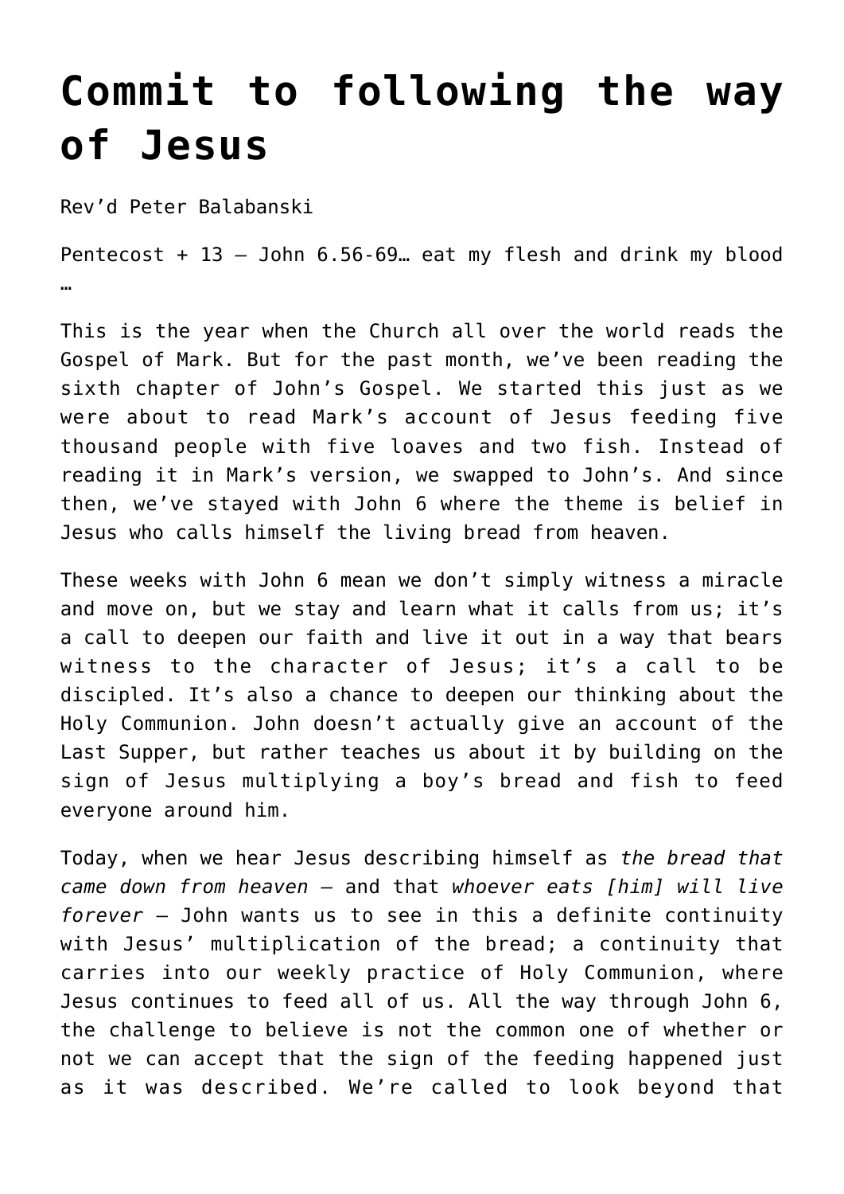# Commit to following the way of Jesus

Rev'd Peter Balabanski

Pentecost + 13 – John 6.56-69… eat my flesh and drink my blood …

This is the year when the Church all over the world reads the Gospel of Mark. But for the past month, we've been reading the sixth chapter of John's Gospel. We started this just as we were about to read Mark's account of Jesus feeding five thousand people with five loaves and two fish. Instead of reading it in Mark's version, we swapped to John's. And since then, we've stayed with John 6 where the theme is belief in Jesus who calls himself the living bread from heaven.

These weeks with John 6 mean we don't simply witness a miracle and move on, but we stay and learn what it calls from us; it's a call to deepen our faith and live it out in a way that bears witness to the character of Jesus; it's a call to be discipled. It's also a chance to deepen our thinking about the Holy Communion. John doesn't actually give an account of the Last Supper, but rather teaches us about it by building on the sign of Jesus multiplying a boy's bread and fish to feed everyone around him.

Today, when we hear Jesus describing himself as *the bread that came down from heaven* – and that *whoever eats [him] will live forever* – John wants us to see in this a definite continuity with Jesus' multiplication of the bread; a continuity that carries into our weekly practice of Holy Communion, where Jesus continues to feed all of us. All the way through John 6, the challenge to believe is not the common one of whether or not we can accept that the sign of the feeding happened just as it was described. We're called to look beyond that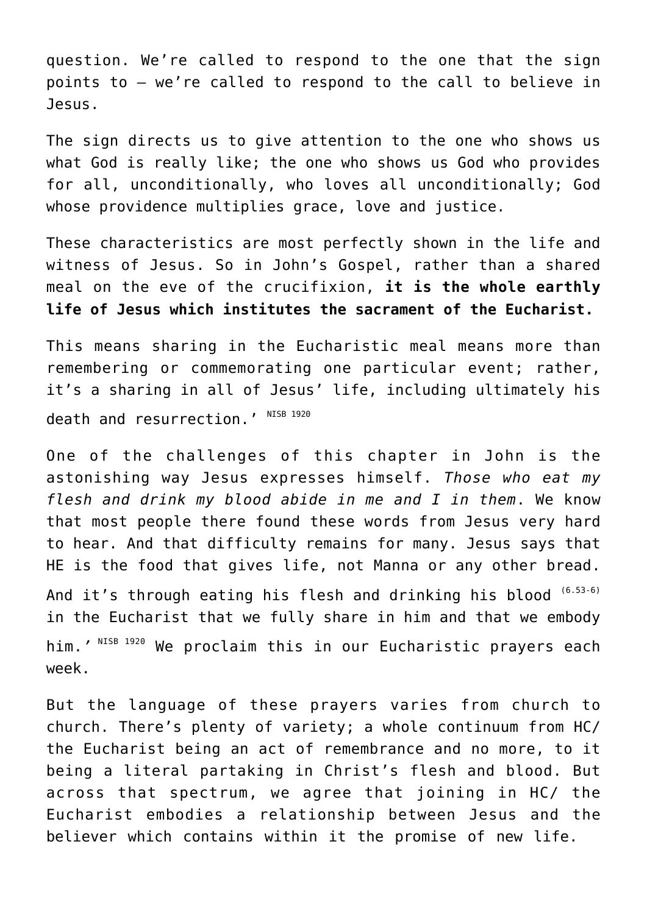question. We're called to respond to the one that the sign points to – we're called to respond to the call to believe in Jesus.

The sign directs us to give attention to the one who shows us what God is really like; the one who shows us God who provides for all, unconditionally, who loves all unconditionally; God whose providence multiplies grace, love and justice.

These characteristics are most perfectly shown in the life and witness of Jesus. So in John's Gospel, rather than a shared meal on the eve of the crucifixion, **it is the whole earthly life of Jesus which institutes the sacrament of the Eucharist.**

This means sharing in the Eucharistic meal means more than remembering or commemorating one particular event; rather, it's a sharing in all of Jesus' life, including ultimately his death and resurrection.' [NISB 1920]

One of the challenges of this chapter in John is the astonishing way Jesus expresses himself. *Those who eat my flesh and drink my blood abide in me and I in them*. We know that most people there found these words from Jesus very hard to hear. And that difficulty remains for many. Jesus says that HE is the food that gives life, not Manna or any other bread. And it's through eating his flesh and drinking his blood [(6.53-6)] in the Eucharist that we fully share in him and that we embody him.' [NISB 1920] We proclaim this in our Eucharistic prayers each week.

But the language of these prayers varies from church to church. There's plenty of variety; a whole continuum from HC/ the Eucharist being an act of remembrance and no more, to it being a literal partaking in Christ's flesh and blood. But across that spectrum, we agree that joining in HC/ the Eucharist embodies a relationship between Jesus and the believer which contains within it the promise of new life.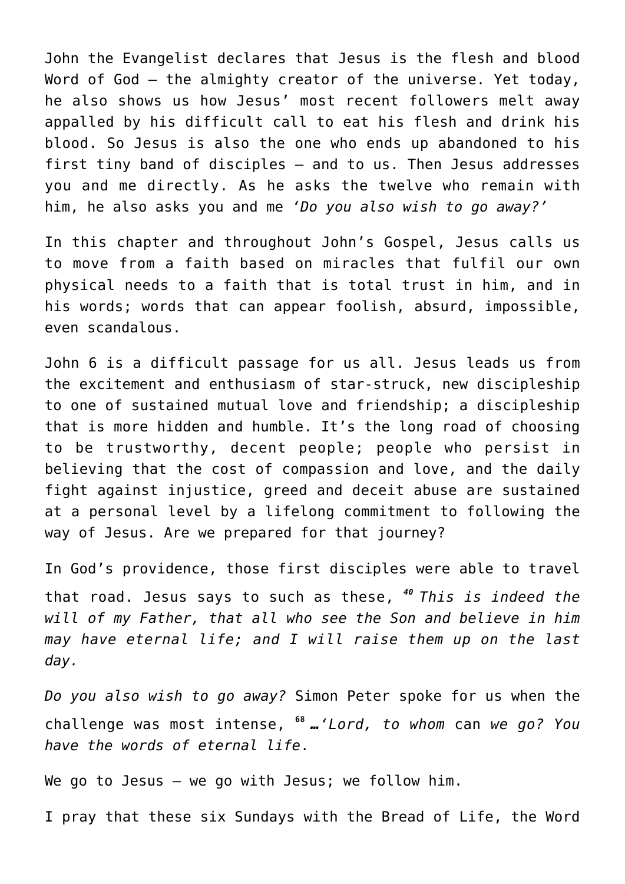John the Evangelist declares that Jesus is the flesh and blood Word of God – the almighty creator of the universe. Yet today, he also shows us how Jesus' most recent followers melt away appalled by his difficult call to eat his flesh and drink his blood. So Jesus is also the one who ends up abandoned to his first tiny band of disciples – and to us. Then Jesus addresses you and me directly. As he asks the twelve who remain with him, he also asks you and me *'Do you also wish to go away?'*

In this chapter and throughout John's Gospel, Jesus calls us to move from a faith based on miracles that fulfil our own physical needs to a faith that is total trust in him, and in his words; words that can appear foolish, absurd, impossible, even scandalous.

John 6 is a difficult passage for us all. Jesus leads us from the excitement and enthusiasm of star-struck, new discipleship to one of sustained mutual love and friendship; a discipleship that is more hidden and humble. It's the long road of choosing to be trustworthy, decent people; people who persist in believing that the cost of compassion and love, and the daily fight against injustice, greed and deceit abuse are sustained at a personal level by a lifelong commitment to following the way of Jesus. Are we prepared for that journey?

In God's providence, those first disciples were able to travel that road. Jesus says to such as these, ***40*** *This is indeed the will of my Father, that all who see the Son and believe in him may have eternal life; and I will raise them up on the last day.*

*Do you also wish to go away?* Simon Peter spoke for us when the challenge was most intense, **68** ***…****'Lord, to whom* can *we go? You have the words of eternal life*.

We go to Jesus – we go with Jesus; we follow him.

I pray that these six Sundays with the Bread of Life, the Word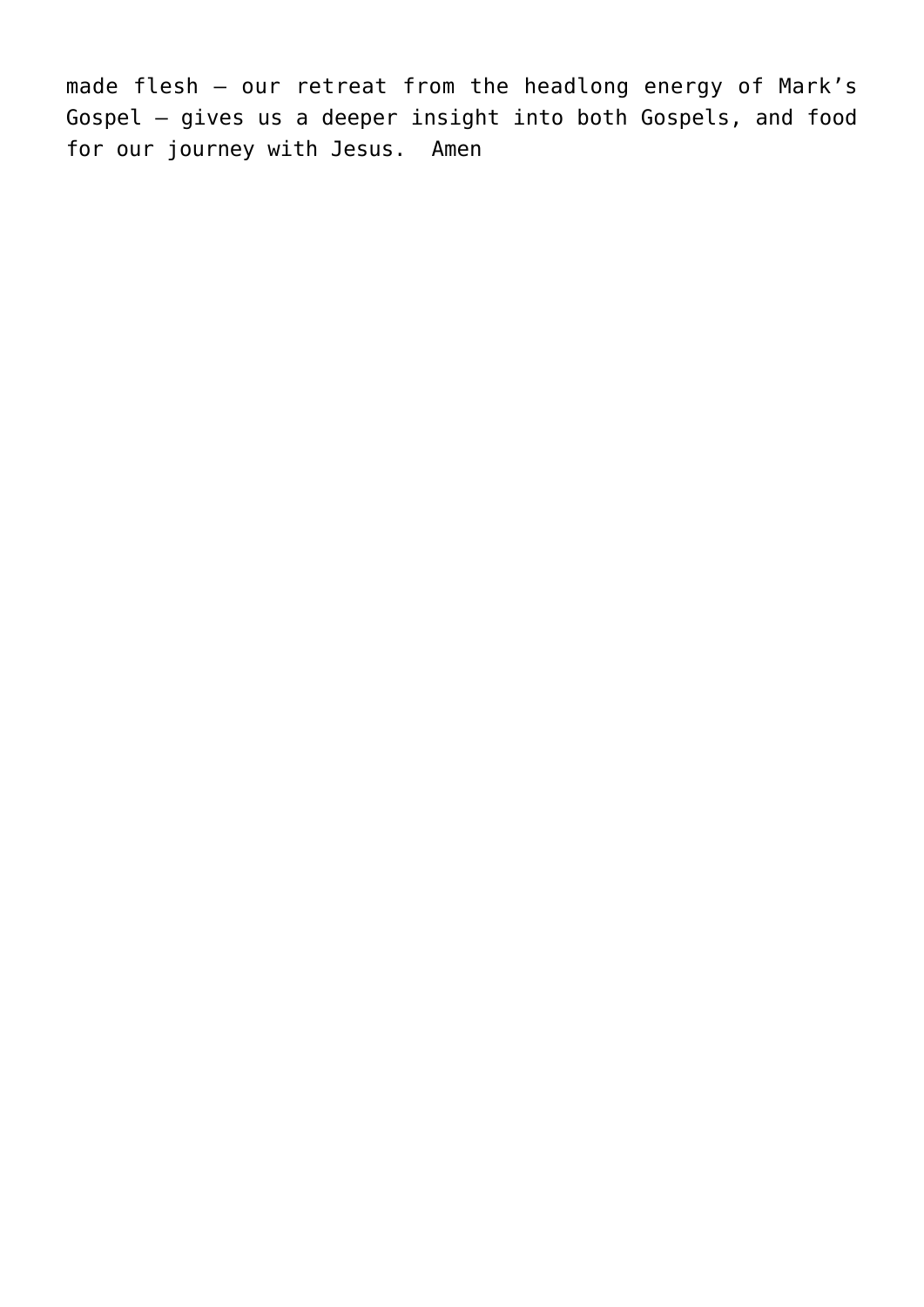made flesh – our retreat from the headlong energy of Mark's Gospel – gives us a deeper insight into both Gospels, and food for our journey with Jesus.  Amen